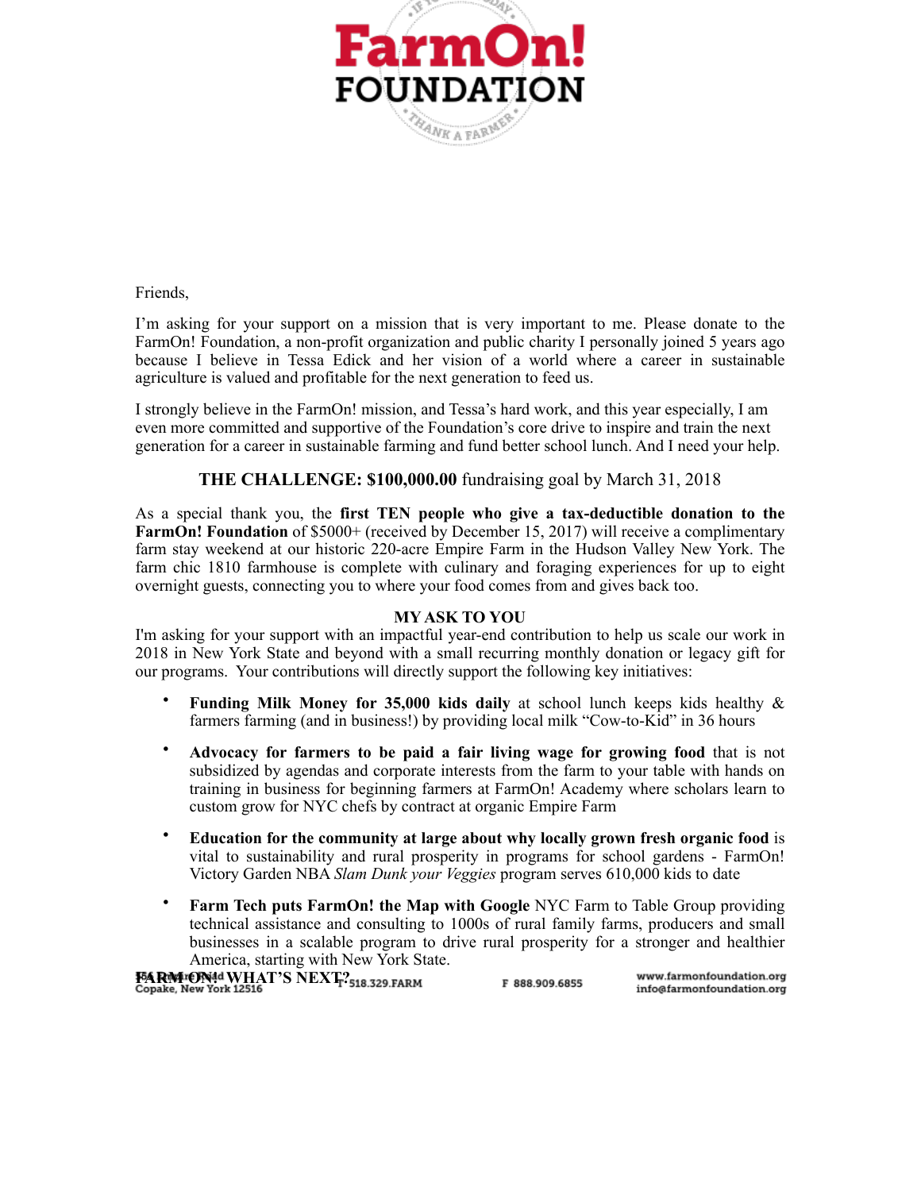# FarmOn! FOUNDATION

Friends,

I'm asking for your support on a mission that is very important to me. Please donate to the FarmOn! Foundation, a non-profit organization and public charity I personally joined 5 years ago because I believe in Tessa Edick and her vision of a world where a career in sustainable agriculture is valued and profitable for the next generation to feed us.

I strongly believe in the FarmOn! mission, and Tessa's hard work, and this year especially, I am even more committed and supportive of the Foundation's core drive to inspire and train the next generation for a career in sustainable farming and fund better school lunch. And I need your help.

**THE CHALLENGE: $100,000.00** fundraising goal by March 31, 2018

As a special thank you, the **first TEN people who give a tax-deductible donation to the FarmOn! Foundation** of $5000+ (received by December 15, 2017) will receive a complimentary farm stay weekend at our historic 220-acre Empire Farm in the Hudson Valley New York. The farm chic 1810 farmhouse is complete with culinary and foraging experiences for up to eight overnight guests, connecting you to where your food comes from and gives back too.

**MY ASK TO YOU**

I'm asking for your support with an impactful year-end contribution to help us scale our work in 2018 in New York State and beyond with a small recurring monthly donation or legacy gift for our programs. Your contributions will directly support the following key initiatives:

- **Funding Milk Money for 35,000 kids daily** at school lunch keeps kids healthy & farmers farming (and in business!) by providing local milk "Cow-to-Kid" in 36 hours
- **Advocacy for farmers to be paid a fair living wage for growing food** that is not subsidized by agendas and corporate interests from the farm to your table with hands on training in business for beginning farmers at FarmOn! Academy where scholars learn to custom grow for NYC chefs by contract at organic Empire Farm
- **Education for the community at large about why locally grown fresh organic food** is vital to sustainability and rural prosperity in programs for school gardens - FarmOn! Victory Garden NBA *Slam Dunk your Veggies* program serves 610,000 kids to date
- **Farm Tech puts FarmOn! the Map with Google** NYC Farm to Table Group providing technical assistance and consulting to 1000s of rural family farms, producers and small businesses in a scalable program to drive rural prosperity for a stronger and healthier America, starting with New York State.

**FARM ON! WHAT'S NEXT?**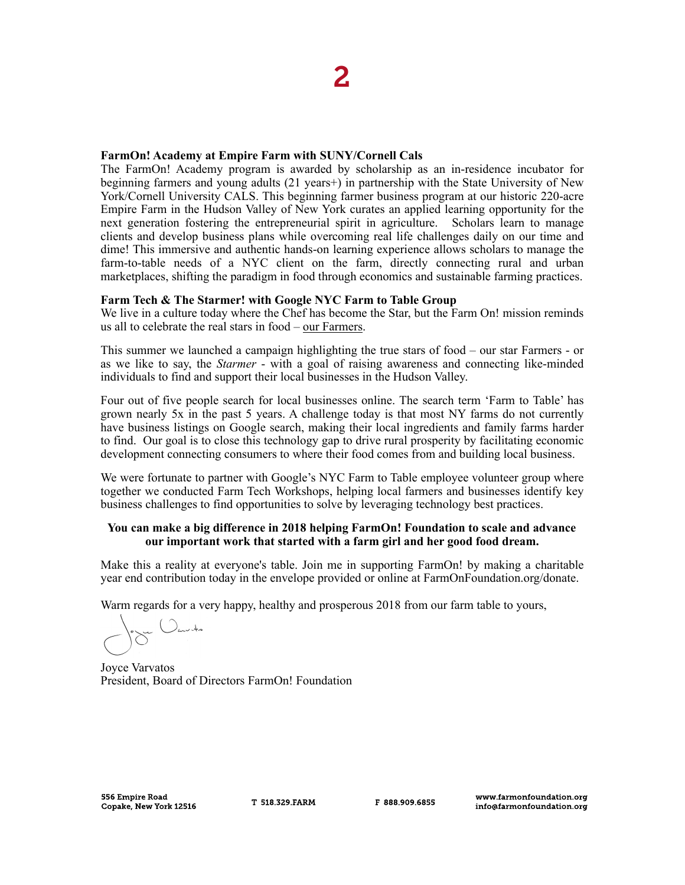**FarmOn! Academy at Empire Farm with SUNY/Cornell Cals**

The FarmOn! Academy program is awarded by scholarship as an in-residence incubator for beginning farmers and young adults (21 years+) in partnership with the State University of New York/Cornell University CALS. This beginning farmer business program at our historic 220-acre Empire Farm in the Hudson Valley of New York curates an applied learning opportunity for the next generation fostering the entrepreneurial spirit in agriculture. Scholars learn to manage clients and develop business plans while overcoming real life challenges daily on our time and dime! This immersive and authentic hands-on learning experience allows scholars to manage the farm-to-table needs of a NYC client on the farm, directly connecting rural and urban marketplaces, shifting the paradigm in food through economics and sustainable farming practices.

**Farm Tech & The Starmer! with Google NYC Farm to Table Group**

We live in a culture today where the Chef has become the Star, but the Farm On! mission reminds us all to celebrate the real stars in food – our Farmers.

This summer we launched a campaign highlighting the true stars of food – our star Farmers - or as we like to say, the *Starmer* - with a goal of raising awareness and connecting like-minded individuals to find and support their local businesses in the Hudson Valley.

Four out of five people search for local businesses online. The search term 'Farm to Table' has grown nearly 5x in the past 5 years. A challenge today is that most NY farms do not currently have business listings on Google search, making their local ingredients and family farms harder to find. Our goal is to close this technology gap to drive rural prosperity by facilitating economic development connecting consumers to where their food comes from and building local business.

We were fortunate to partner with Google's NYC Farm to Table employee volunteer group where together we conducted Farm Tech Workshops, helping local farmers and businesses identify key business challenges to find opportunities to solve by leveraging technology best practices.

**You can make a big difference in 2018 helping FarmOn! Foundation to scale and advance our important work that started with a farm girl and her good food dream.**

Make this a reality at everyone's table. Join me in supporting FarmOn! by making a charitable year end contribution today in the envelope provided or online at FarmOnFoundation.org/donate.

Warm regards for a very happy, healthy and prosperous 2018 from our farm table to yours,

Joyce Varvatos
President, Board of Directors FarmOn! Foundation

556 Empire Road
Copake, New York 12516

T 518.329.FARM

F 888.909.6855

www.farmonfoundation.org
info@farmonfoundation.org